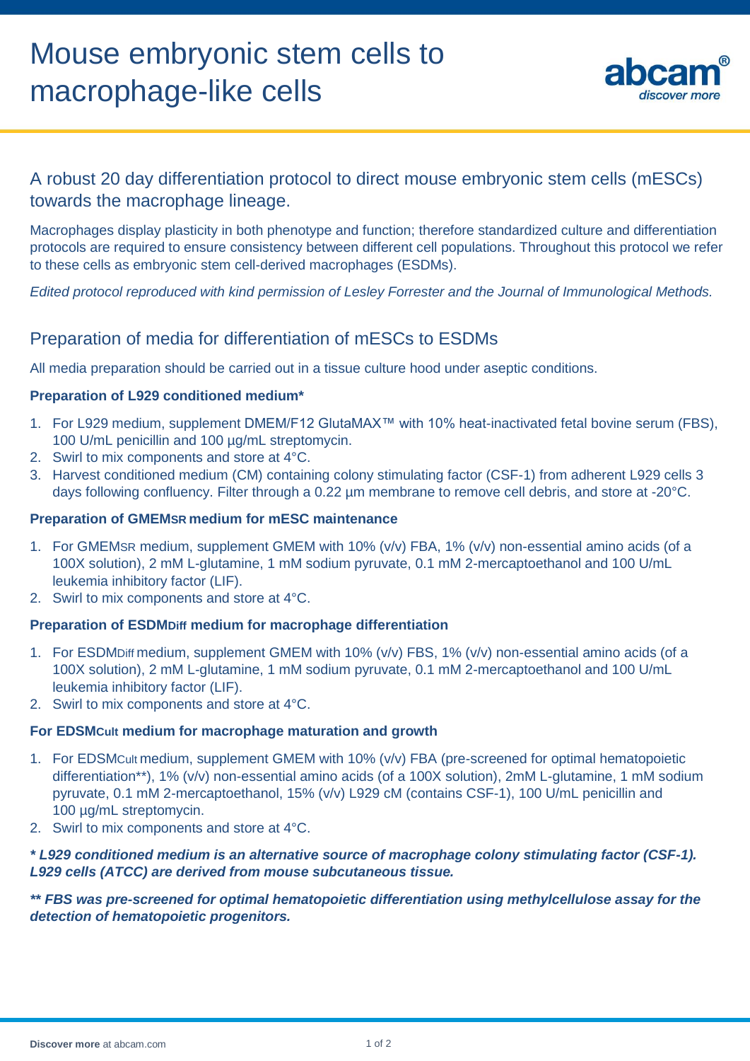# Mouse embryonic stem cells to macrophage-like cells

## A robust 20 day differentiation protocol to direct mouse embryonic stem cells (mESCs) towards the macrophage lineage.

Macrophages display plasticity in both phenotype and function; therefore standardized culture and differentiation protocols are required to ensure consistency between different cell populations. Throughout this protocol we refer to these cells as embryonic stem cell-derived macrophages (ESDMs).

*Edited protocol reproduced with kind permission of Lesley Forrester and the Journal of Immunological Methods.*

## Preparation of media for differentiation of mESCs to ESDMs

All media preparation should be carried out in a tissue culture hood under aseptic conditions.

**Preparation of L929 conditioned medium***

1. For L929 medium, supplement DMEM/F12 GlutaMAX™ with 10% heat-inactivated fetal bovine serum (FBS), 100 U/mL penicillin and 100 µg/mL streptomycin.
2. Swirl to mix components and store at 4°C.
3. Harvest conditioned medium (CM) containing colony stimulating factor (CSF-1) from adherent L929 cells 3 days following confluency. Filter through a 0.22 µm membrane to remove cell debris, and store at -20°C.

**Preparation of GMEMSR medium for mESC maintenance**

1. For GMEMSR medium, supplement GMEM with 10% (v/v) FBA, 1% (v/v) non-essential amino acids (of a 100X solution), 2 mM L-glutamine, 1 mM sodium pyruvate, 0.1 mM 2-mercaptoethanol and 100 U/mL leukemia inhibitory factor (LIF).
2. Swirl to mix components and store at 4°C.

**Preparation of ESDMDiff medium for macrophage differentiation**

1. For ESDMDiff medium, supplement GMEM with 10% (v/v) FBS, 1% (v/v) non-essential amino acids (of a 100X solution), 2 mM L-glutamine, 1 mM sodium pyruvate, 0.1 mM 2-mercaptoethanol and 100 U/mL leukemia inhibitory factor (LIF).
2. Swirl to mix components and store at 4°C.

**For EDSMCult medium for macrophage maturation and growth**

1. For EDSMCult medium, supplement GMEM with 10% (v/v) FBA (pre-screened for optimal hematopoietic differentiation**), 1% (v/v) non-essential amino acids (of a 100X solution), 2mM L-glutamine, 1 mM sodium pyruvate, 0.1 mM 2-mercaptoethanol, 15% (v/v) L929 cM (contains CSF-1), 100 U/mL penicillin and 100 µg/mL streptomycin.
2. Swirl to mix components and store at 4°C.

***\* L929 conditioned medium is an alternative source of macrophage colony stimulating factor (CSF-1). L929 cells (ATCC) are derived from mouse subcutaneous tissue.***

***\*\* FBS was pre-screened for optimal hematopoietic differentiation using methylcellulose assay for the detection of hematopoietic progenitors.***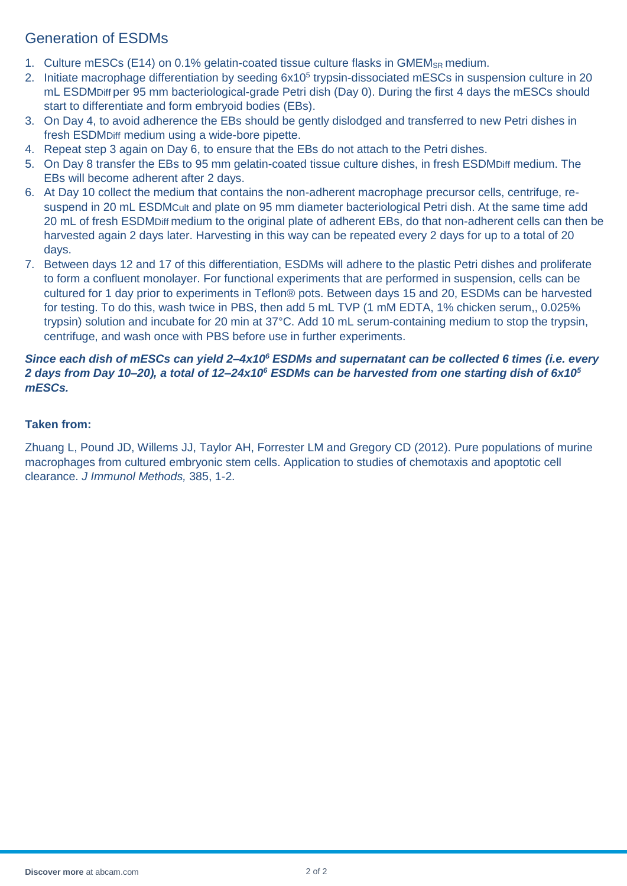## Generation of ESDMs

1. Culture mESCs (E14) on 0.1% gelatin-coated tissue culture flasks in $GMEM_{SR}$ medium.
2. Initiate macrophage differentiation by seeding $6x10^5$ trypsin-dissociated mESCs in suspension culture in 20 mL $ESDM_{Diff}$ per 95 mm bacteriological-grade Petri dish (Day 0). During the first 4 days the mESCs should start to differentiate and form embryoid bodies (EBs).
3. On Day 4, to avoid adherence the EBs should be gently dislodged and transferred to new Petri dishes in fresh $ESDM_{Diff}$ medium using a wide-bore pipette.
4. Repeat step 3 again on Day 6, to ensure that the EBs do not attach to the Petri dishes.
5. On Day 8 transfer the EBs to 95 mm gelatin-coated tissue culture dishes, in fresh $ESDM_{Diff}$ medium. The EBs will become adherent after 2 days.
6. At Day 10 collect the medium that contains the non-adherent macrophage precursor cells, centrifuge, re-suspend in 20 mL $ESDM_{Cult}$ and plate on 95 mm diameter bacteriological Petri dish. At the same time add 20 mL of fresh $ESDM_{Diff}$ medium to the original plate of adherent EBs, do that non-adherent cells can then be harvested again 2 days later. Harvesting in this way can be repeated every 2 days for up to a total of 20 days.
7. Between days 12 and 17 of this differentiation, ESDMs will adhere to the plastic Petri dishes and proliferate to form a confluent monolayer. For functional experiments that are performed in suspension, cells can be cultured for 1 day prior to experiments in Teflon® pots. Between days 15 and 20, ESDMs can be harvested for testing. To do this, wash twice in PBS, then add 5 mL TVP (1 mM EDTA, 1% chicken serum,, 0.025% trypsin) solution and incubate for 20 min at 37°C. Add 10 mL serum-containing medium to stop the trypsin, centrifuge, and wash once with PBS before use in further experiments.

***Since each dish of mESCs can yield 2–4x10$^6$ ESDMs and supernatant can be collected 6 times (i.e. every 2 days from Day 10–20), a total of 12–24x10$^6$ ESDMs can be harvested from one starting dish of 6x10$^5$ mESCs.***

**Taken from:**

Zhuang L, Pound JD, Willems JJ, Taylor AH, Forrester LM and Gregory CD (2012). Pure populations of murine macrophages from cultured embryonic stem cells. Application to studies of chemotaxis and apoptotic cell clearance. *J Immunol Methods,* 385, 1-2.

**Discover more** at abcam.com